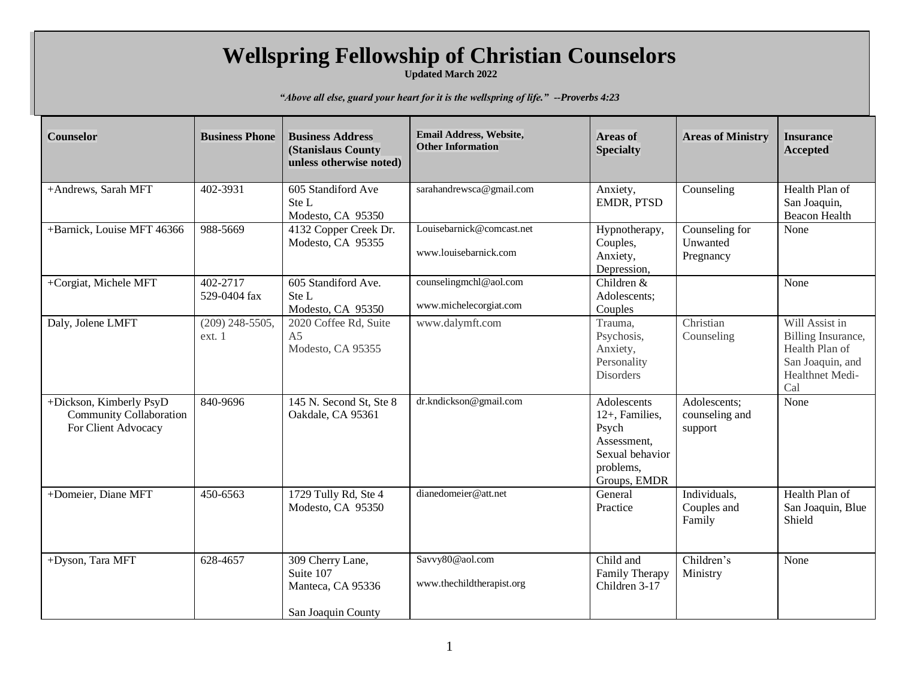# Wellspring Fellowship of Christian Counselors

**Updated March 2022**

***"Above all else, guard your heart for it is the wellspring of life." --Proverbs 4:23***

| Counselor | Business Phone | Business Address (Stanislaus County unless otherwise noted) | Email Address, Website, Other Information | Areas of Specialty | Areas of Ministry | Insurance Accepted |
|---|---|---|---|---|---|---|
| +Andrews, Sarah MFT | 402-3931 | 605 Standiford Ave Ste L Modesto, CA 95350 | sarahandrewsca@gmail.com | Anxiety, EMDR, PTSD | Counseling | Health Plan of San Joaquin, Beacon Health |
| +Barnick, Louise MFT 46366 | 988-5669 | 4132 Copper Creek Dr. Modesto, CA 95355 | Louisebarnick@comcast.net www.louisebarnick.com | Hypnotherapy, Couples, Anxiety, Depression, | Counseling for Unwanted Pregnancy | None |
| +Corgiat, Michele MFT | 402-2717 529-0404 fax | 605 Standiford Ave. Ste L Modesto, CA 95350 | counselingmchl@aol.com www.michelecorgiat.com | Children & Adolescents; Couples | | None |
| Daly, Jolene LMFT | (209) 248-5505, ext. 1 | 2020 Coffee Rd, Suite A5 Modesto, CA 95355 | www.dalymft.com | Trauma, Psychosis, Anxiety, Personality Disorders | Christian Counseling | Will Assist in Billing Insurance, Health Plan of San Joaquin, and Healthnet Medi-Cal |
| +Dickson, Kimberly PsyD Community Collaboration For Client Advocacy | 840-9696 | 145 N. Second St, Ste 8 Oakdale, CA 95361 | dr.kndickson@gmail.com | Adolescents 12+, Families, Psych Assessment, Sexual behavior problems, Groups, EMDR | Adolescents; counseling and support | None |
| +Domeier, Diane MFT | 450-6563 | 1729 Tully Rd, Ste 4 Modesto, CA 95350 | dianedomeier@att.net | General Practice | Individuals, Couples and Family | Health Plan of San Joaquin, Blue Shield |
| +Dyson, Tara MFT | 628-4657 | 309 Cherry Lane, Suite 107 Manteca, CA 95336 San Joaquin County | Savvy80@aol.com www.thechildtherapist.org | Child and Family Therapy Children 3-17 | Children's Ministry | None |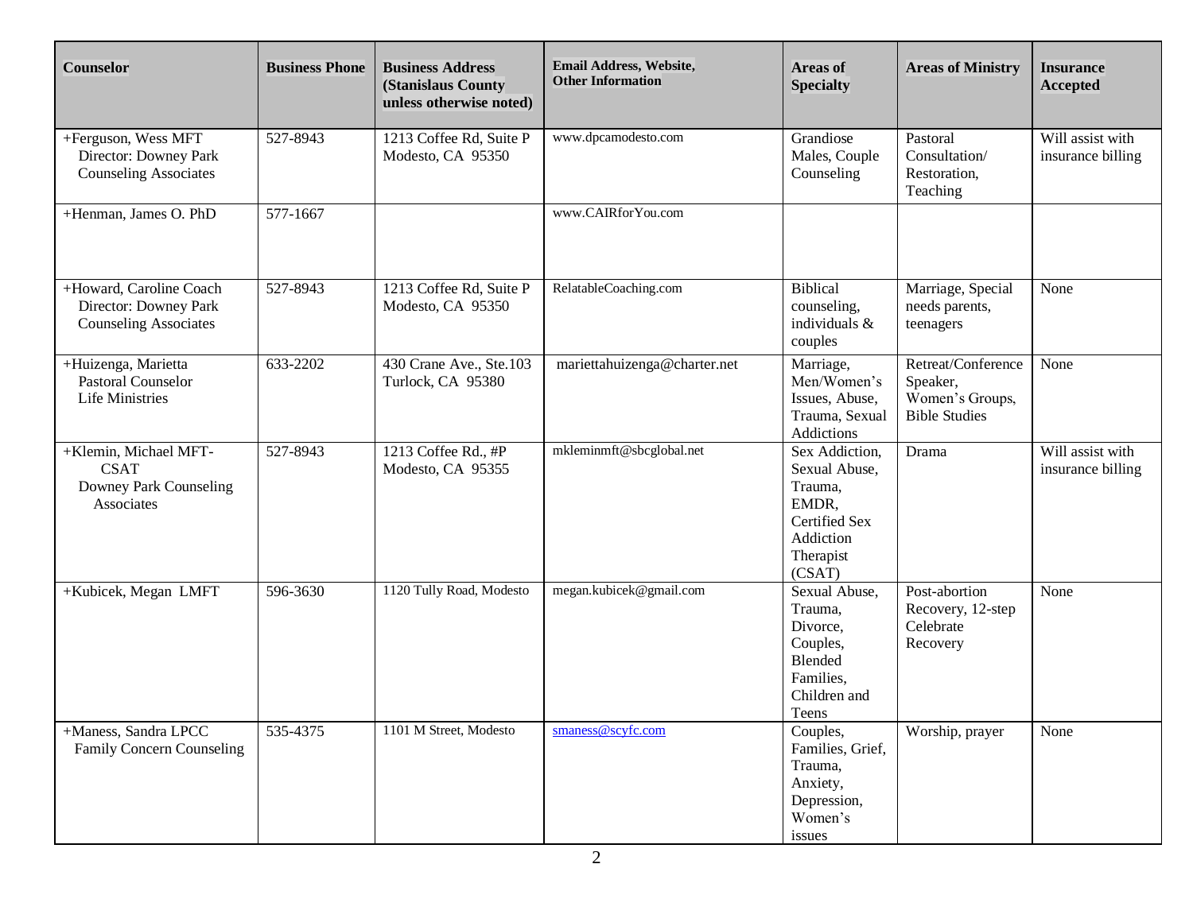| Counselor | Business Phone | Business Address (Stanislaus County unless otherwise noted) | Email Address, Website, Other Information | Areas of Specialty | Areas of Ministry | Insurance Accepted |
|---|---|---|---|---|---|---|
| +Ferguson, Wess MFT Director: Downey Park Counseling Associates | 527-8943 | 1213 Coffee Rd, Suite P Modesto, CA 95350 | www.dpcamodesto.com | Grandiose Males, Couple Counseling | Pastoral Consultation/ Restoration, Teaching | Will assist with insurance billing |
| +Henman, James O. PhD | 577-1667 | | www.CAIRforYou.com | | | |
| +Howard, Caroline Coach Director: Downey Park Counseling Associates | 527-8943 | 1213 Coffee Rd, Suite P Modesto, CA 95350 | RelatableCoaching.com | Biblical counseling, individuals & couples | Marriage, Special needs parents, teenagers | None |
| +Huizenga, Marietta Pastoral Counselor Life Ministries | 633-2202 | 430 Crane Ave., Ste.103 Turlock, CA 95380 | mariettahuizenga@charter.net | Marriage, Men/Women's Issues, Abuse, Trauma, Sexual Addictions | Retreat/Conference Speaker, Women's Groups, Bible Studies | None |
| +Klemin, Michael MFT-CSAT Downey Park Counseling Associates | 527-8943 | 1213 Coffee Rd., #P Modesto, CA 95355 | mkleminmft@sbcglobal.net | Sex Addiction, Sexual Abuse, Trauma, EMDR, Certified Sex Addiction Therapist (CSAT) | Drama | Will assist with insurance billing |
| +Kubicek, Megan LMFT | 596-3630 | 1120 Tully Road, Modesto | megan.kubicek@gmail.com | Sexual Abuse, Trauma, Divorce, Couples, Blended Families, Children and Teens | Post-abortion Recovery, 12-step Celebrate Recovery | None |
| +Maness, Sandra LPCC Family Concern Counseling | 535-4375 | 1101 M Street, Modesto | smaness@scyfc.com | Couples, Families, Grief, Trauma, Anxiety, Depression, Women's issues | Worship, prayer | None |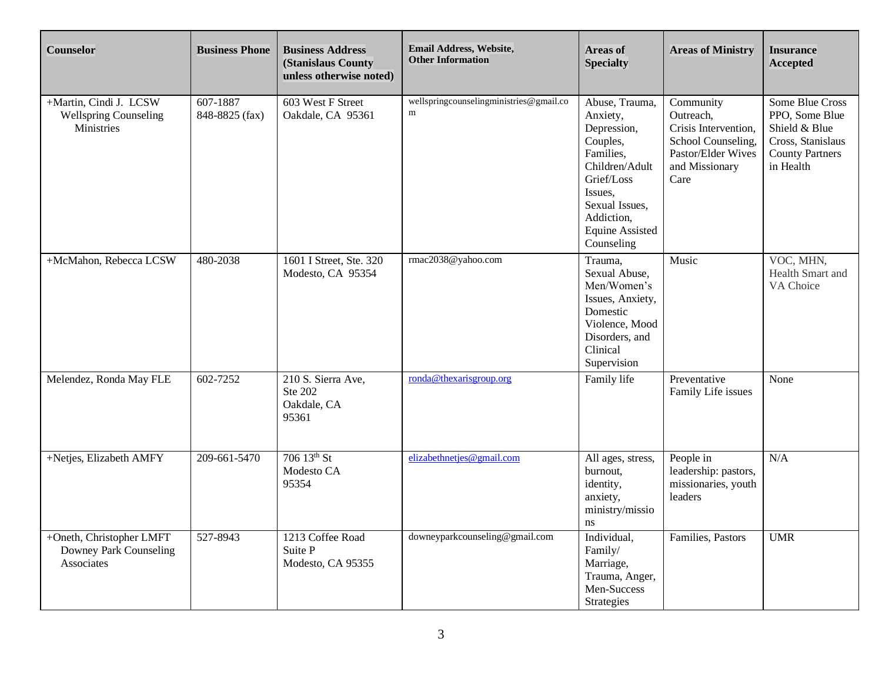| Counselor | Business Phone | Business Address (Stanislaus County unless otherwise noted) | Email Address, Website, Other Information | Areas of Specialty | Areas of Ministry | Insurance Accepted |
|---|---|---|---|---|---|---|
| +Martin, Cindi J. LCSW Wellspring Counseling Ministries | 607-1887 848-8825 (fax) | 603 West F Street Oakdale, CA 95361 | wellspringcounselingministries@gmail.com | Abuse, Trauma, Anxiety, Depression, Couples, Families, Children/Adult Grief/Loss Issues, Sexual Issues, Addiction, Equine Assisted Counseling | Community Outreach, Crisis Intervention, School Counseling, Pastor/Elder Wives and Missionary Care | Some Blue Cross PPO, Some Blue Shield & Blue Cross, Stanislaus County Partners in Health |
| +McMahon, Rebecca LCSW | 480-2038 | 1601 I Street, Ste. 320 Modesto, CA 95354 | rmac2038@yahoo.com | Trauma, Sexual Abuse, Men/Women's Issues, Anxiety, Domestic Violence, Mood Disorders, and Clinical Supervision | Music | VOC, MHN, Health Smart and VA Choice |
| Melendez, Ronda May FLE | 602-7252 | 210 S. Sierra Ave, Ste 202 Oakdale, CA 95361 | ronda@thexarisgroup.org | Family life | Preventative Family Life issues | None |
| +Netjes, Elizabeth AMFY | 209-661-5470 | 706 13th St Modesto CA 95354 | elizabethnetjes@gmail.com | All ages, stress, burnout, identity, anxiety, ministry/missions | People in leadership: pastors, missionaries, youth leaders | N/A |
| +Oneth, Christopher LMFT Downey Park Counseling Associates | 527-8943 | 1213 Coffee Road Suite P Modesto, CA 95355 | downeyparkcounseling@gmail.com | Individual, Family/ Marriage, Trauma, Anger, Men-Success Strategies | Families, Pastors | UMR |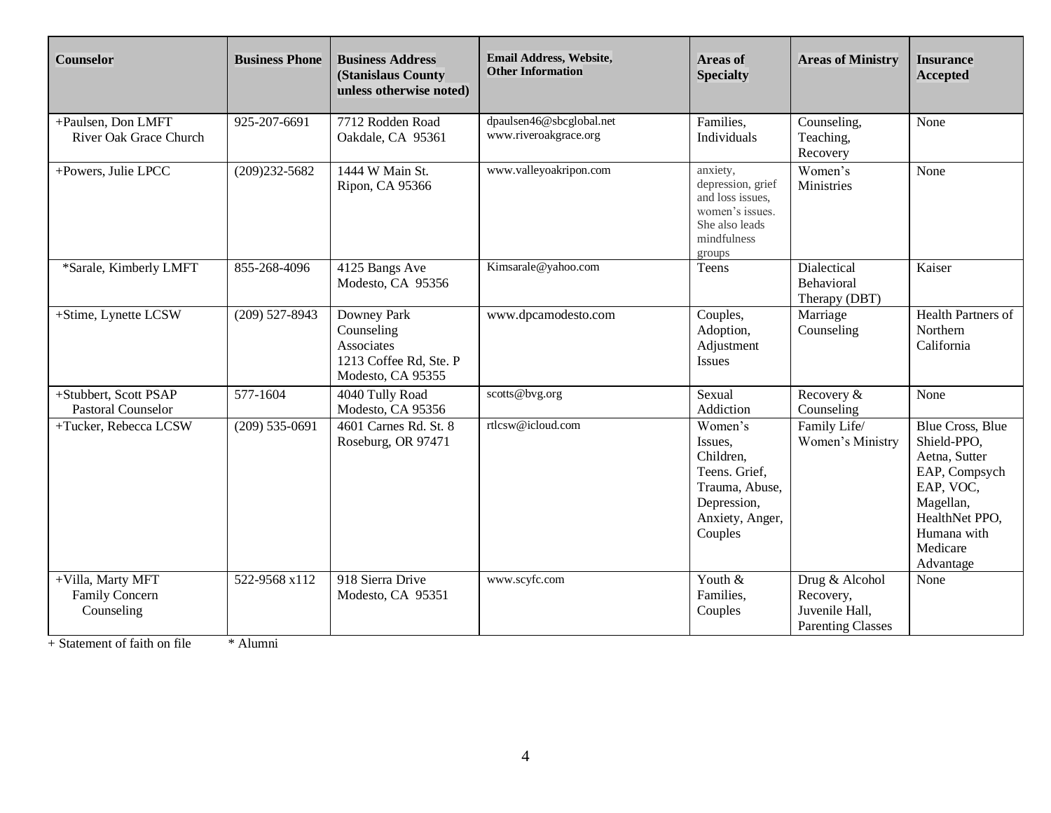| Counselor | Business Phone | Business Address (Stanislaus County unless otherwise noted) | Email Address, Website, Other Information | Areas of Specialty | Areas of Ministry | Insurance Accepted |
|---|---|---|---|---|---|---|
| +Paulsen, Don LMFT River Oak Grace Church | 925-207-6691 | 7712 Rodden Road Oakdale, CA 95361 | dpaulsen46@sbcglobal.net www.riveroakgrace.org | Families, Individuals | Counseling, Teaching, Recovery | None |
| +Powers, Julie LPCC | (209)232-5682 | 1444 W Main St. Ripon, CA 95366 | www.valleyoakripon.com | anxiety, depression, grief and loss issues, women's issues. She also leads mindfulness groups | Women's Ministries | None |
| *Sarale, Kimberly LMFT | 855-268-4096 | 4125 Bangs Ave Modesto, CA 95356 | Kimsarale@yahoo.com | Teens | Dialectical Behavioral Therapy (DBT) | Kaiser |
| +Stime, Lynette LCSW | (209) 527-8943 | Downey Park Counseling Associates 1213 Coffee Rd, Ste. P Modesto, CA 95355 | www.dpcamodesto.com | Couples, Adoption, Adjustment Issues | Marriage Counseling | Health Partners of Northern California |
| +Stubbert, Scott PSAP Pastoral Counselor | 577-1604 | 4040 Tully Road Modesto, CA 95356 | scotts@bvg.org | Sexual Addiction | Recovery & Counseling | None |
| +Tucker, Rebecca LCSW | (209) 535-0691 | 4601 Carnes Rd. St. 8 Roseburg, OR 97471 | rtlcsw@icloud.com | Women's Issues, Children, Teens. Grief, Trauma, Abuse, Depression, Anxiety, Anger, Couples | Family Life/ Women's Ministry | Blue Cross, Blue Shield-PPO, Aetna, Sutter EAP, Compsych EAP, VOC, Magellan, HealthNet PPO, Humana with Medicare Advantage |
| +Villa, Marty MFT Family Concern Counseling | 522-9568 x112 | 918 Sierra Drive Modesto, CA 95351 | www.scyfc.com | Youth & Families, Couples | Drug & Alcohol Recovery, Juvenile Hall, Parenting Classes | None |

+ Statement of faith on file    * Alumni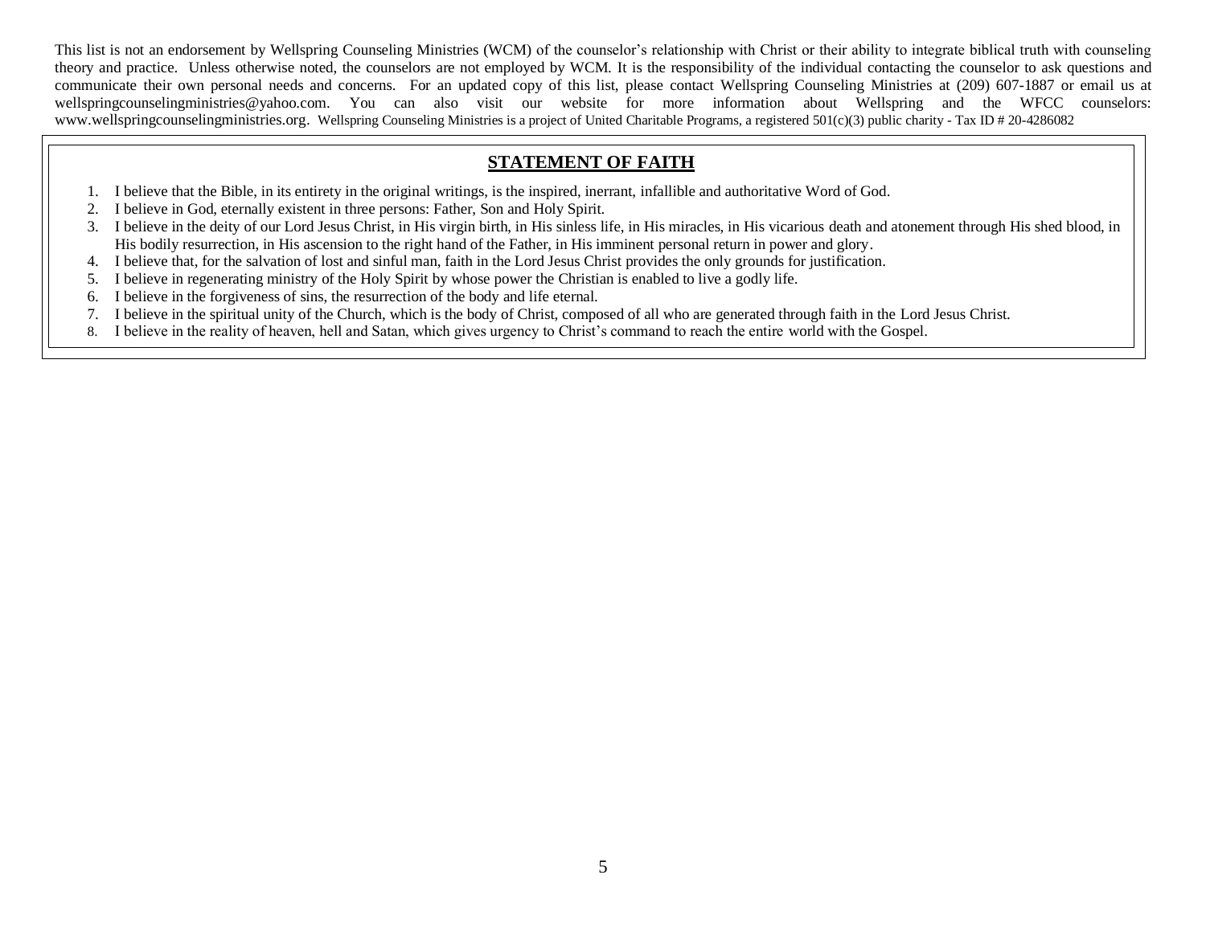This list is not an endorsement by Wellspring Counseling Ministries (WCM) of the counselor's relationship with Christ or their ability to integrate biblical truth with counseling theory and practice. Unless otherwise noted, the counselors are not employed by WCM. It is the responsibility of the individual contacting the counselor to ask questions and communicate their own personal needs and concerns. For an updated copy of this list, please contact Wellspring Counseling Ministries at (209) 607-1887 or email us at wellspringcounselingministries@yahoo.com. You can also visit our website for more information about Wellspring and the WFCC counselors: www.wellspringcounselingministries.org. Wellspring Counseling Ministries is a project of United Charitable Programs, a registered 501(c)(3) public charity - Tax ID # 20-4286082

## STATEMENT OF FAITH

1. I believe that the Bible, in its entirety in the original writings, is the inspired, inerrant, infallible and authoritative Word of God.
2. I believe in God, eternally existent in three persons: Father, Son and Holy Spirit.
3. I believe in the deity of our Lord Jesus Christ, in His virgin birth, in His sinless life, in His miracles, in His vicarious death and atonement through His shed blood, in His bodily resurrection, in His ascension to the right hand of the Father, in His imminent personal return in power and glory.
4. I believe that, for the salvation of lost and sinful man, faith in the Lord Jesus Christ provides the only grounds for justification.
5. I believe in regenerating ministry of the Holy Spirit by whose power the Christian is enabled to live a godly life.
6. I believe in the forgiveness of sins, the resurrection of the body and life eternal.
7. I believe in the spiritual unity of the Church, which is the body of Christ, composed of all who are generated through faith in the Lord Jesus Christ.
8. I believe in the reality of heaven, hell and Satan, which gives urgency to Christ's command to reach the entire world with the Gospel.